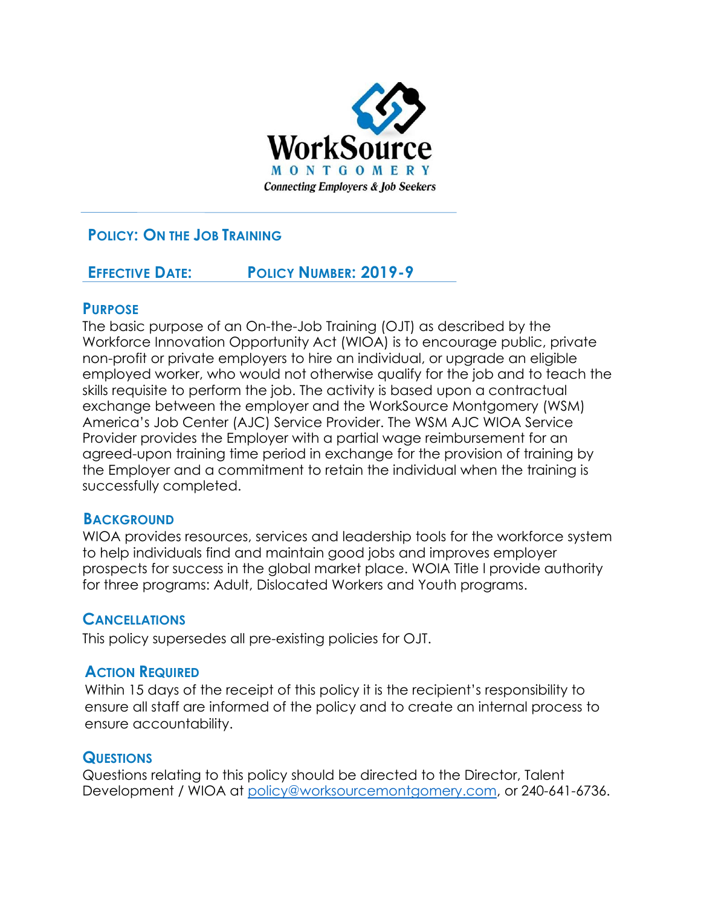WorkSource
MONTGOMERY
*Connecting Employers & Job Seekers*

## POLICY: ON THE JOB TRAINING

**EFFECTIVE DATE:** **POLICY NUMBER: 2019-9**

### PURPOSE

The basic purpose of an On-the-Job Training (OJT) as described by the Workforce Innovation Opportunity Act (WIOA) is to encourage public, private non-profit or private employers to hire an individual, or upgrade an eligible employed worker, who would not otherwise qualify for the job and to teach the skills requisite to perform the job. The activity is based upon a contractual exchange between the employer and the WorkSource Montgomery (WSM) America's Job Center (AJC) Service Provider. The WSM AJC WIOA Service Provider provides the Employer with a partial wage reimbursement for an agreed-upon training time period in exchange for the provision of training by the Employer and a commitment to retain the individual when the training is successfully completed.

### BACKGROUND

WIOA provides resources, services and leadership tools for the workforce system to help individuals find and maintain good jobs and improves employer prospects for success in the global market place. WOIA Title I provide authority for three programs: Adult, Dislocated Workers and Youth programs.

### CANCELLATIONS

This policy supersedes all pre-existing policies for OJT.

### ACTION REQUIRED

Within 15 days of the receipt of this policy it is the recipient's responsibility to ensure all staff are informed of the policy and to create an internal process to ensure accountability.

### QUESTIONS

Questions relating to this policy should be directed to the Director, Talent Development / WIOA at policy@worksourcemontgomery.com, or 240-641-6736.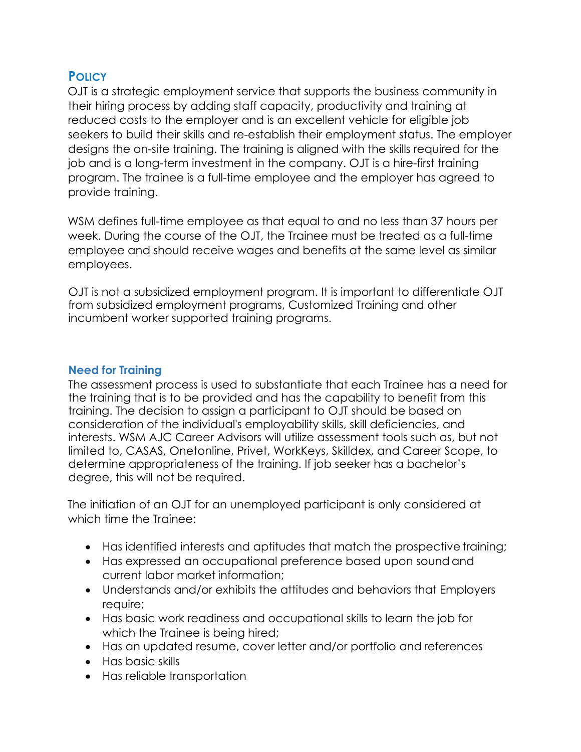## Policy

OJT is a strategic employment service that supports the business community in their hiring process by adding staff capacity, productivity and training at reduced costs to the employer and is an excellent vehicle for eligible job seekers to build their skills and re-establish their employment status. The employer designs the on-site training. The training is aligned with the skills required for the job and is a long-term investment in the company. OJT is a hire-first training program. The trainee is a full-time employee and the employer has agreed to provide training.

WSM defines full-time employee as that equal to and no less than 37 hours per week. During the course of the OJT, the Trainee must be treated as a full-time employee and should receive wages and benefits at the same level as similar employees.

OJT is not a subsidized employment program. It is important to differentiate OJT from subsidized employment programs, Customized Training and other incumbent worker supported training programs.

### Need for Training

The assessment process is used to substantiate that each Trainee has a need for the training that is to be provided and has the capability to benefit from this training. The decision to assign a participant to OJT should be based on consideration of the individual's employability skills, skill deficiencies, and interests. WSM AJC Career Advisors will utilize assessment tools such as, but not limited to, CASAS, Onetonline, Privet, WorkKeys, Skilldex, and Career Scope, to determine appropriateness of the training. If job seeker has a bachelor's degree, this will not be required.

The initiation of an OJT for an unemployed participant is only considered at which time the Trainee:

- Has identified interests and aptitudes that match the prospective training;
- Has expressed an occupational preference based upon sound and current labor market information;
- Understands and/or exhibits the attitudes and behaviors that Employers require;
- Has basic work readiness and occupational skills to learn the job for which the Trainee is being hired;
- Has an updated resume, cover letter and/or portfolio and references
- Has basic skills
- Has reliable transportation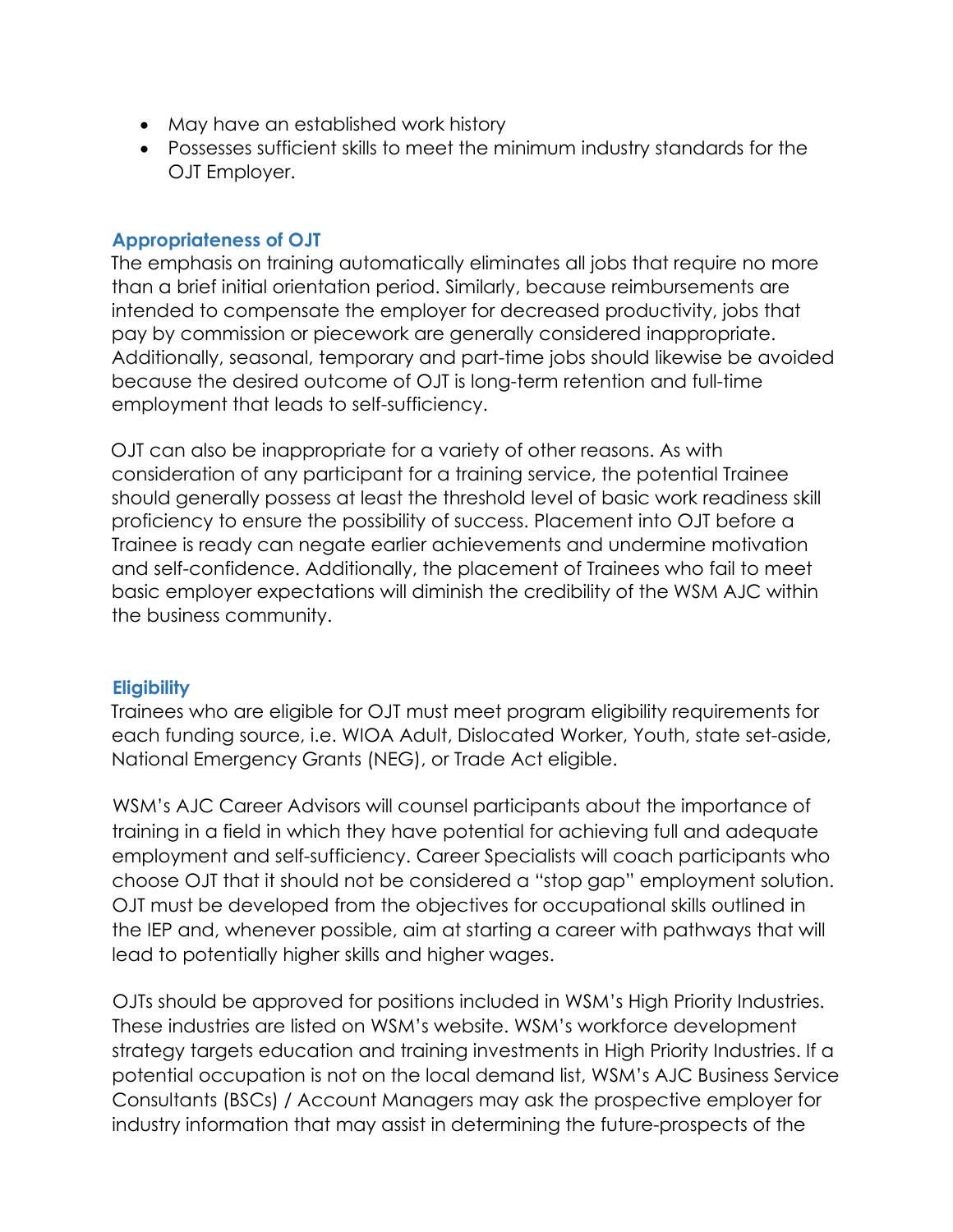- May have an established work history
- Possesses sufficient skills to meet the minimum industry standards for the OJT Employer.

### Appropriateness of OJT

The emphasis on training automatically eliminates all jobs that require no more than a brief initial orientation period. Similarly, because reimbursements are intended to compensate the employer for decreased productivity, jobs that pay by commission or piecework are generally considered inappropriate. Additionally, seasonal, temporary and part-time jobs should likewise be avoided because the desired outcome of OJT is long-term retention and full-time employment that leads to self-sufficiency.

OJT can also be inappropriate for a variety of other reasons. As with consideration of any participant for a training service, the potential Trainee should generally possess at least the threshold level of basic work readiness skill proficiency to ensure the possibility of success. Placement into OJT before a Trainee is ready can negate earlier achievements and undermine motivation and self-confidence. Additionally, the placement of Trainees who fail to meet basic employer expectations will diminish the credibility of the WSM AJC within the business community.

### Eligibility

Trainees who are eligible for OJT must meet program eligibility requirements for each funding source, i.e. WIOA Adult, Dislocated Worker, Youth, state set-aside, National Emergency Grants (NEG), or Trade Act eligible.

WSM's AJC Career Advisors will counsel participants about the importance of training in a field in which they have potential for achieving full and adequate employment and self-sufficiency. Career Specialists will coach participants who choose OJT that it should not be considered a "stop gap" employment solution. OJT must be developed from the objectives for occupational skills outlined in the IEP and, whenever possible, aim at starting a career with pathways that will lead to potentially higher skills and higher wages.

OJTs should be approved for positions included in WSM's High Priority Industries. These industries are listed on WSM's website. WSM's workforce development strategy targets education and training investments in High Priority Industries. If a potential occupation is not on the local demand list, WSM's AJC Business Service Consultants (BSCs) / Account Managers may ask the prospective employer for industry information that may assist in determining the future-prospects of the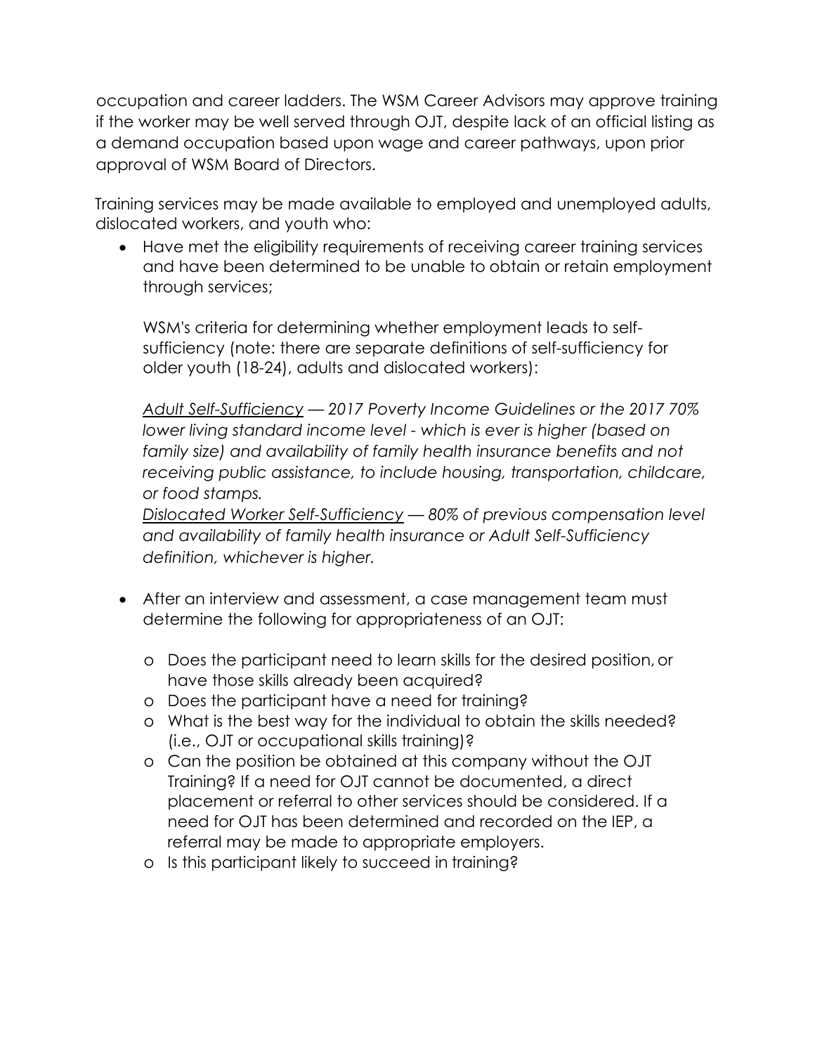occupation and career ladders. The WSM Career Advisors may approve training if the worker may be well served through OJT, despite lack of an official listing as a demand occupation based upon wage and career pathways, upon prior approval of WSM Board of Directors.

Training services may be made available to employed and unemployed adults, dislocated workers, and youth who:

- Have met the eligibility requirements of receiving career training services and have been determined to be unable to obtain or retain employment through services;

  WSM's criteria for determining whether employment leads to self-sufficiency (note: there are separate definitions of self-sufficiency for older youth (18-24), adults and dislocated workers):

  *<u>Adult Self-Sufficiency</u> — 2017 Poverty Income Guidelines or the 2017 70% lower living standard income level - which is ever is higher (based on family size) and availability of family health insurance benefits and not receiving public assistance, to include housing, transportation, childcare, or food stamps.*
  *<u>Dislocated Worker Self-Sufficiency</u> — 80% of previous compensation level and availability of family health insurance or Adult Self-Sufficiency definition, whichever is higher.*

- After an interview and assessment, a case management team must determine the following for appropriateness of an OJT:

  - Does the participant need to learn skills for the desired position, or have those skills already been acquired?
  - Does the participant have a need for training?
  - What is the best way for the individual to obtain the skills needed? (i.e., OJT or occupational skills training)?
  - Can the position be obtained at this company without the OJT Training? If a need for OJT cannot be documented, a direct placement or referral to other services should be considered. If a need for OJT has been determined and recorded on the IEP, a referral may be made to appropriate employers.
  - Is this participant likely to succeed in training?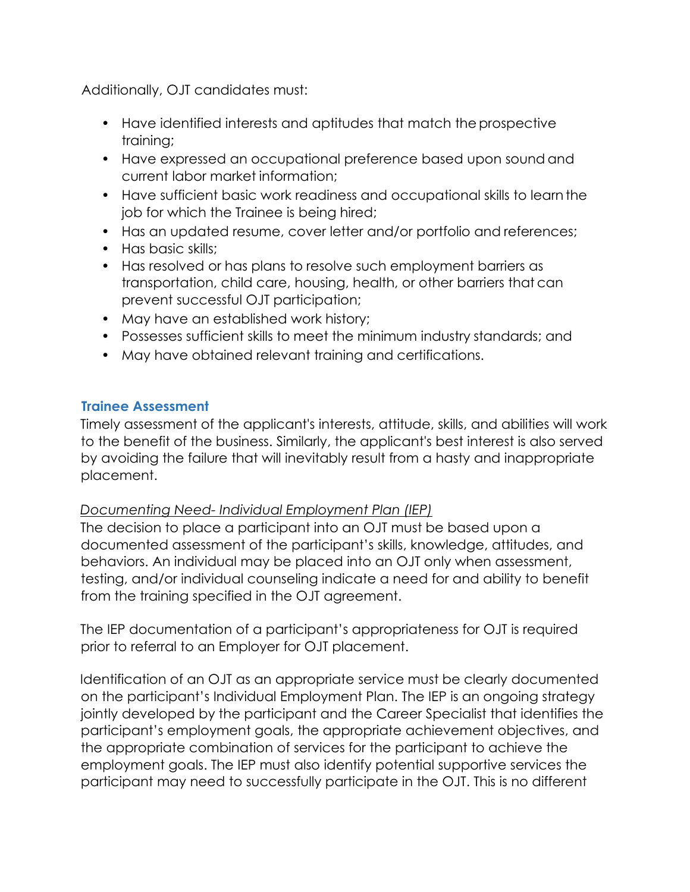Additionally, OJT candidates must:

- Have identified interests and aptitudes that match the prospective training;
- Have expressed an occupational preference based upon sound and current labor market information;
- Have sufficient basic work readiness and occupational skills to learn the job for which the Trainee is being hired;
- Has an updated resume, cover letter and/or portfolio and references;
- Has basic skills;
- Has resolved or has plans to resolve such employment barriers as transportation, child care, housing, health, or other barriers that can prevent successful OJT participation;
- May have an established work history;
- Possesses sufficient skills to meet the minimum industry standards; and
- May have obtained relevant training and certifications.

### Trainee Assessment

Timely assessment of the applicant's interests, attitude, skills, and abilities will work to the benefit of the business. Similarly, the applicant's best interest is also served by avoiding the failure that will inevitably result from a hasty and inappropriate placement.

*Documenting Need- Individual Employment Plan (IEP)*

The decision to place a participant into an OJT must be based upon a documented assessment of the participant's skills, knowledge, attitudes, and behaviors. An individual may be placed into an OJT only when assessment, testing, and/or individual counseling indicate a need for and ability to benefit from the training specified in the OJT agreement.

The IEP documentation of a participant's appropriateness for OJT is required prior to referral to an Employer for OJT placement.

Identification of an OJT as an appropriate service must be clearly documented on the participant's Individual Employment Plan. The IEP is an ongoing strategy jointly developed by the participant and the Career Specialist that identifies the participant's employment goals, the appropriate achievement objectives, and the appropriate combination of services for the participant to achieve the employment goals. The IEP must also identify potential supportive services the participant may need to successfully participate in the OJT. This is no different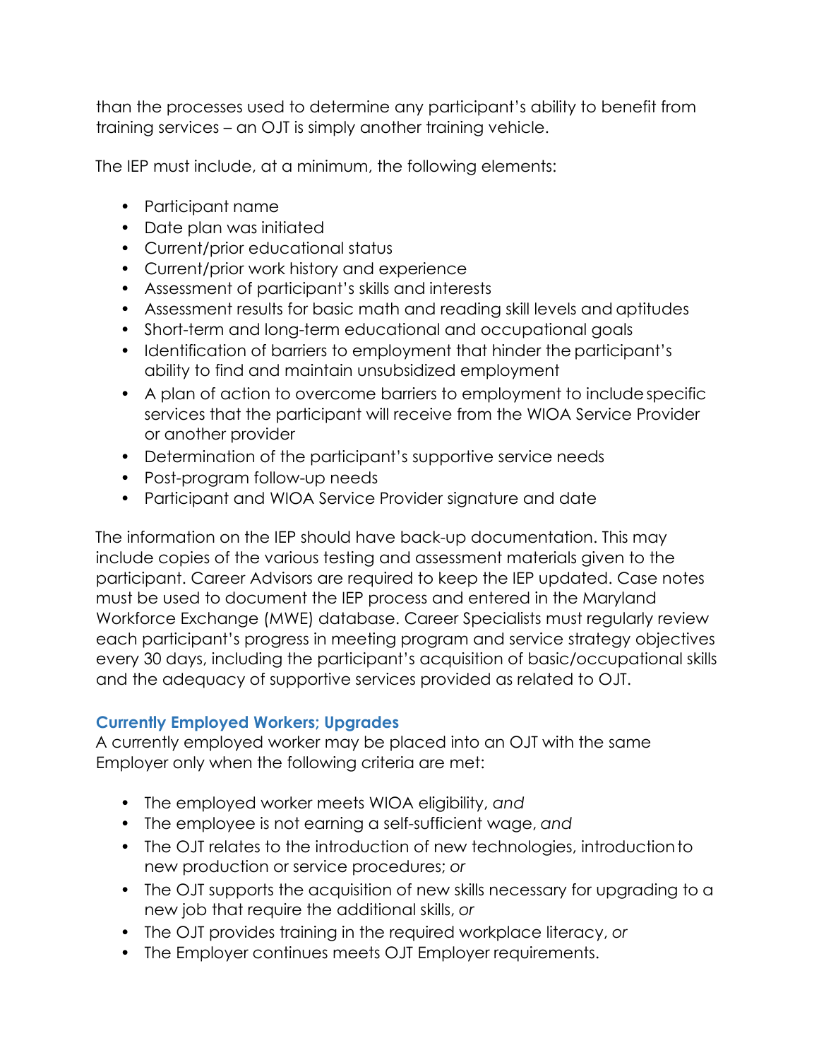than the processes used to determine any participant's ability to benefit from training services – an OJT is simply another training vehicle.

The IEP must include, at a minimum, the following elements:

- Participant name
- Date plan was initiated
- Current/prior educational status
- Current/prior work history and experience
- Assessment of participant's skills and interests
- Assessment results for basic math and reading skill levels and aptitudes
- Short-term and long-term educational and occupational goals
- Identification of barriers to employment that hinder the participant's ability to find and maintain unsubsidized employment
- A plan of action to overcome barriers to employment to include specific services that the participant will receive from the WIOA Service Provider or another provider
- Determination of the participant's supportive service needs
- Post-program follow-up needs
- Participant and WIOA Service Provider signature and date

The information on the IEP should have back-up documentation. This may include copies of the various testing and assessment materials given to the participant. Career Advisors are required to keep the IEP updated. Case notes must be used to document the IEP process and entered in the Maryland Workforce Exchange (MWE) database. Career Specialists must regularly review each participant's progress in meeting program and service strategy objectives every 30 days, including the participant's acquisition of basic/occupational skills and the adequacy of supportive services provided as related to OJT.

### Currently Employed Workers; Upgrades

A currently employed worker may be placed into an OJT with the same Employer only when the following criteria are met:

- The employed worker meets WIOA eligibility, *and*
- The employee is not earning a self-sufficient wage, *and*
- The OJT relates to the introduction of new technologies, introduction to new production or service procedures; *or*
- The OJT supports the acquisition of new skills necessary for upgrading to a new job that require the additional skills, *or*
- The OJT provides training in the required workplace literacy, *or*
- The Employer continues meets OJT Employer requirements.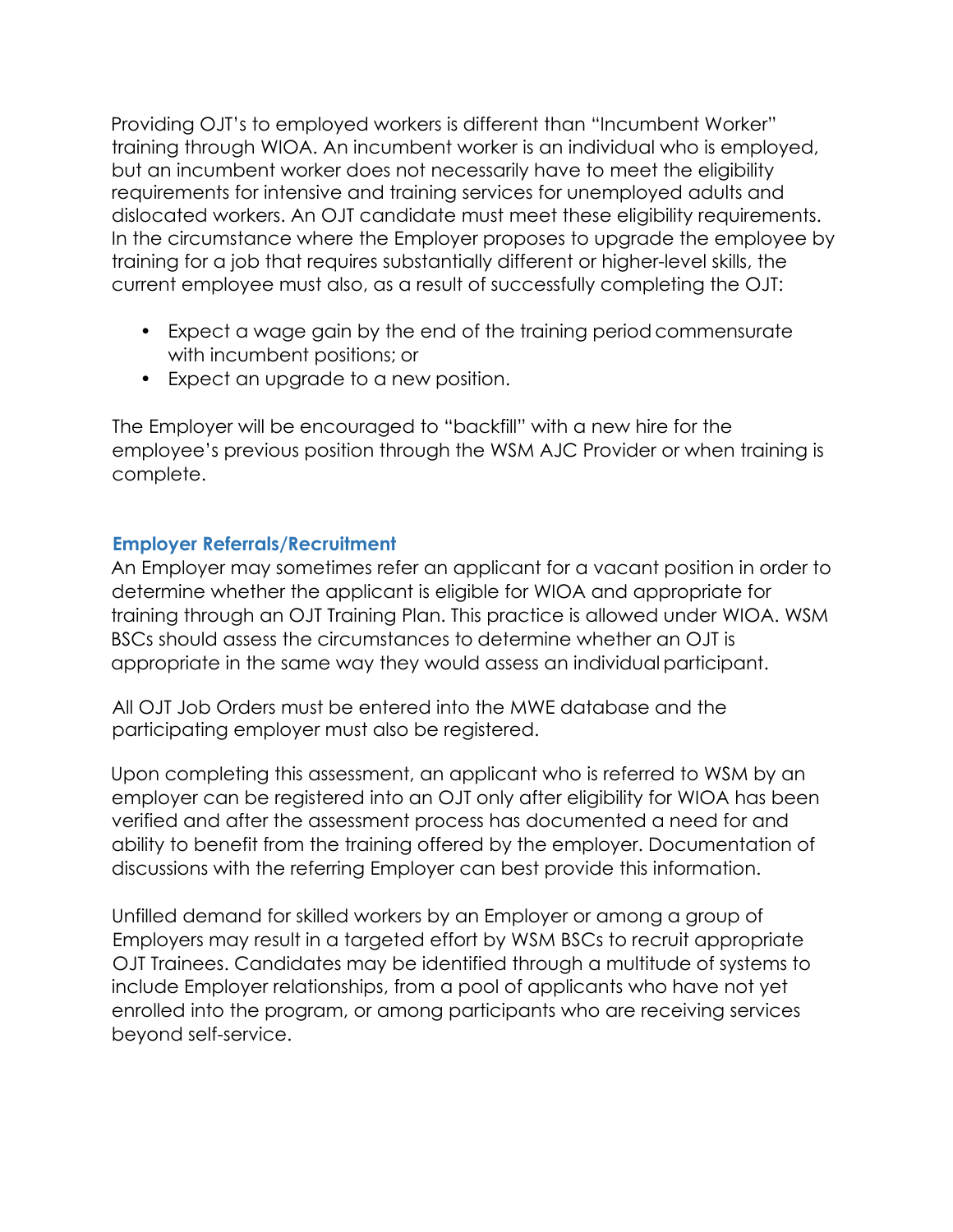Providing OJT's to employed workers is different than "Incumbent Worker" training through WIOA. An incumbent worker is an individual who is employed, but an incumbent worker does not necessarily have to meet the eligibility requirements for intensive and training services for unemployed adults and dislocated workers. An OJT candidate must meet these eligibility requirements. In the circumstance where the Employer proposes to upgrade the employee by training for a job that requires substantially different or higher-level skills, the current employee must also, as a result of successfully completing the OJT:

- Expect a wage gain by the end of the training period commensurate with incumbent positions; or
- Expect an upgrade to a new position.

The Employer will be encouraged to "backfill" with a new hire for the employee's previous position through the WSM AJC Provider or when training is complete.

### Employer Referrals/Recruitment

An Employer may sometimes refer an applicant for a vacant position in order to determine whether the applicant is eligible for WIOA and appropriate for training through an OJT Training Plan. This practice is allowed under WIOA. WSM BSCs should assess the circumstances to determine whether an OJT is appropriate in the same way they would assess an individual participant.

All OJT Job Orders must be entered into the MWE database and the participating employer must also be registered.

Upon completing this assessment, an applicant who is referred to WSM by an employer can be registered into an OJT only after eligibility for WIOA has been verified and after the assessment process has documented a need for and ability to benefit from the training offered by the employer. Documentation of discussions with the referring Employer can best provide this information.

Unfilled demand for skilled workers by an Employer or among a group of Employers may result in a targeted effort by WSM BSCs to recruit appropriate OJT Trainees. Candidates may be identified through a multitude of systems to include Employer relationships, from a pool of applicants who have not yet enrolled into the program, or among participants who are receiving services beyond self-service.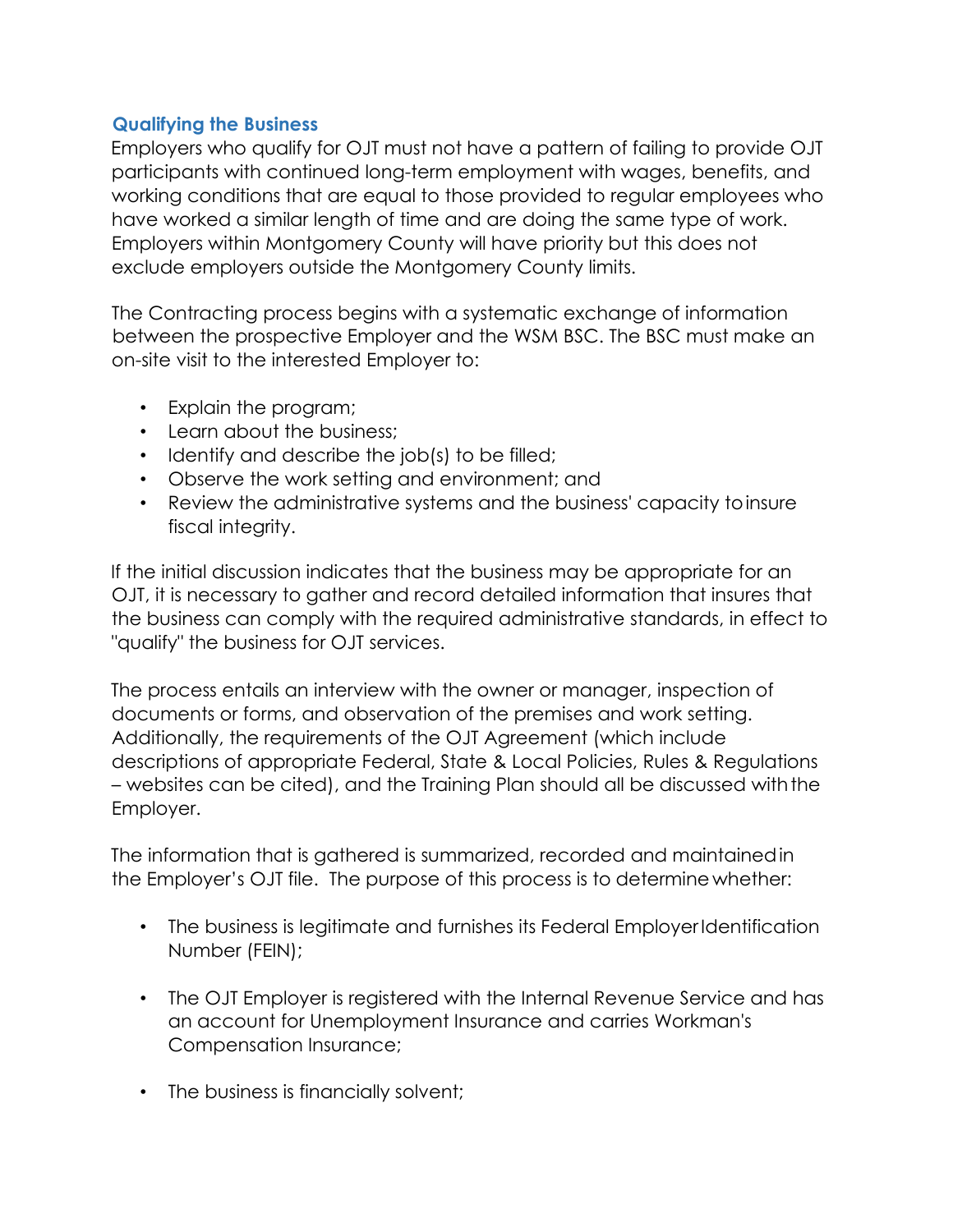### Qualifying the Business

Employers who qualify for OJT must not have a pattern of failing to provide OJT participants with continued long-term employment with wages, benefits, and working conditions that are equal to those provided to regular employees who have worked a similar length of time and are doing the same type of work. Employers within Montgomery County will have priority but this does not exclude employers outside the Montgomery County limits.

The Contracting process begins with a systematic exchange of information between the prospective Employer and the WSM BSC. The BSC must make an on-site visit to the interested Employer to:

- Explain the program;
- Learn about the business;
- Identify and describe the job(s) to be filled;
- Observe the work setting and environment; and
- Review the administrative systems and the business' capacity to insure fiscal integrity.

If the initial discussion indicates that the business may be appropriate for an OJT, it is necessary to gather and record detailed information that insures that the business can comply with the required administrative standards, in effect to "qualify" the business for OJT services.

The process entails an interview with the owner or manager, inspection of documents or forms, and observation of the premises and work setting. Additionally, the requirements of the OJT Agreement (which include descriptions of appropriate Federal, State & Local Policies, Rules & Regulations – websites can be cited), and the Training Plan should all be discussed with the Employer.

The information that is gathered is summarized, recorded and maintained in the Employer's OJT file. The purpose of this process is to determine whether:

- The business is legitimate and furnishes its Federal Employer Identification Number (FEIN);
- The OJT Employer is registered with the Internal Revenue Service and has an account for Unemployment Insurance and carries Workman's Compensation Insurance;
- The business is financially solvent;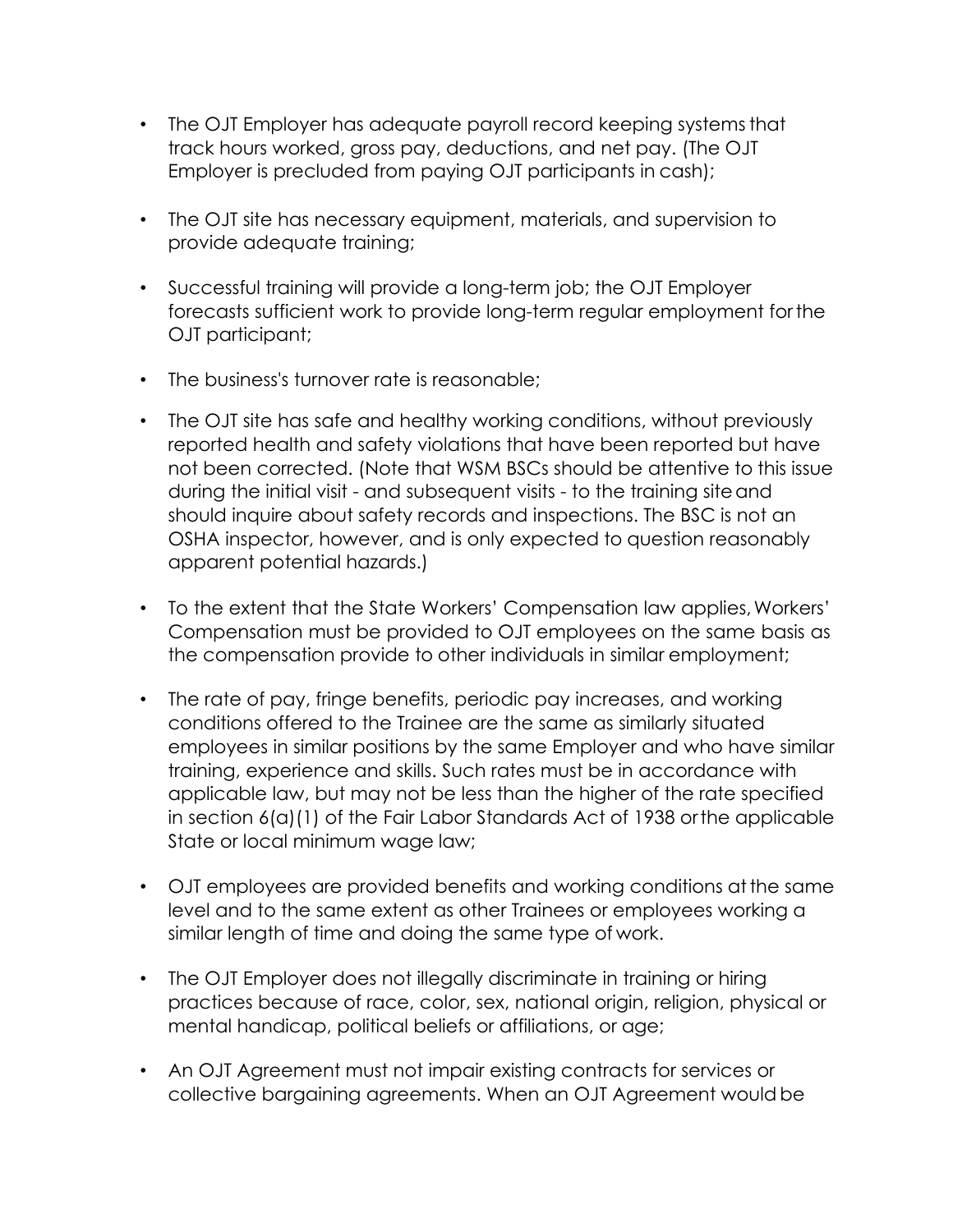- The OJT Employer has adequate payroll record keeping systems that track hours worked, gross pay, deductions, and net pay. (The OJT Employer is precluded from paying OJT participants in cash);

- The OJT site has necessary equipment, materials, and supervision to provide adequate training;

- Successful training will provide a long-term job; the OJT Employer forecasts sufficient work to provide long-term regular employment for the OJT participant;

- The business's turnover rate is reasonable;

- The OJT site has safe and healthy working conditions, without previously reported health and safety violations that have been reported but have not been corrected. (Note that WSM BSCs should be attentive to this issue during the initial visit - and subsequent visits - to the training site and should inquire about safety records and inspections. The BSC is not an OSHA inspector, however, and is only expected to question reasonably apparent potential hazards.)

- To the extent that the State Workers' Compensation law applies, Workers' Compensation must be provided to OJT employees on the same basis as the compensation provide to other individuals in similar employment;

- The rate of pay, fringe benefits, periodic pay increases, and working conditions offered to the Trainee are the same as similarly situated employees in similar positions by the same Employer and who have similar training, experience and skills. Such rates must be in accordance with applicable law, but may not be less than the higher of the rate specified in section 6(a)(1) of the Fair Labor Standards Act of 1938 or the applicable State or local minimum wage law;

- OJT employees are provided benefits and working conditions at the same level and to the same extent as other Trainees or employees working a similar length of time and doing the same type of work.

- The OJT Employer does not illegally discriminate in training or hiring practices because of race, color, sex, national origin, religion, physical or mental handicap, political beliefs or affiliations, or age;

- An OJT Agreement must not impair existing contracts for services or collective bargaining agreements. When an OJT Agreement would be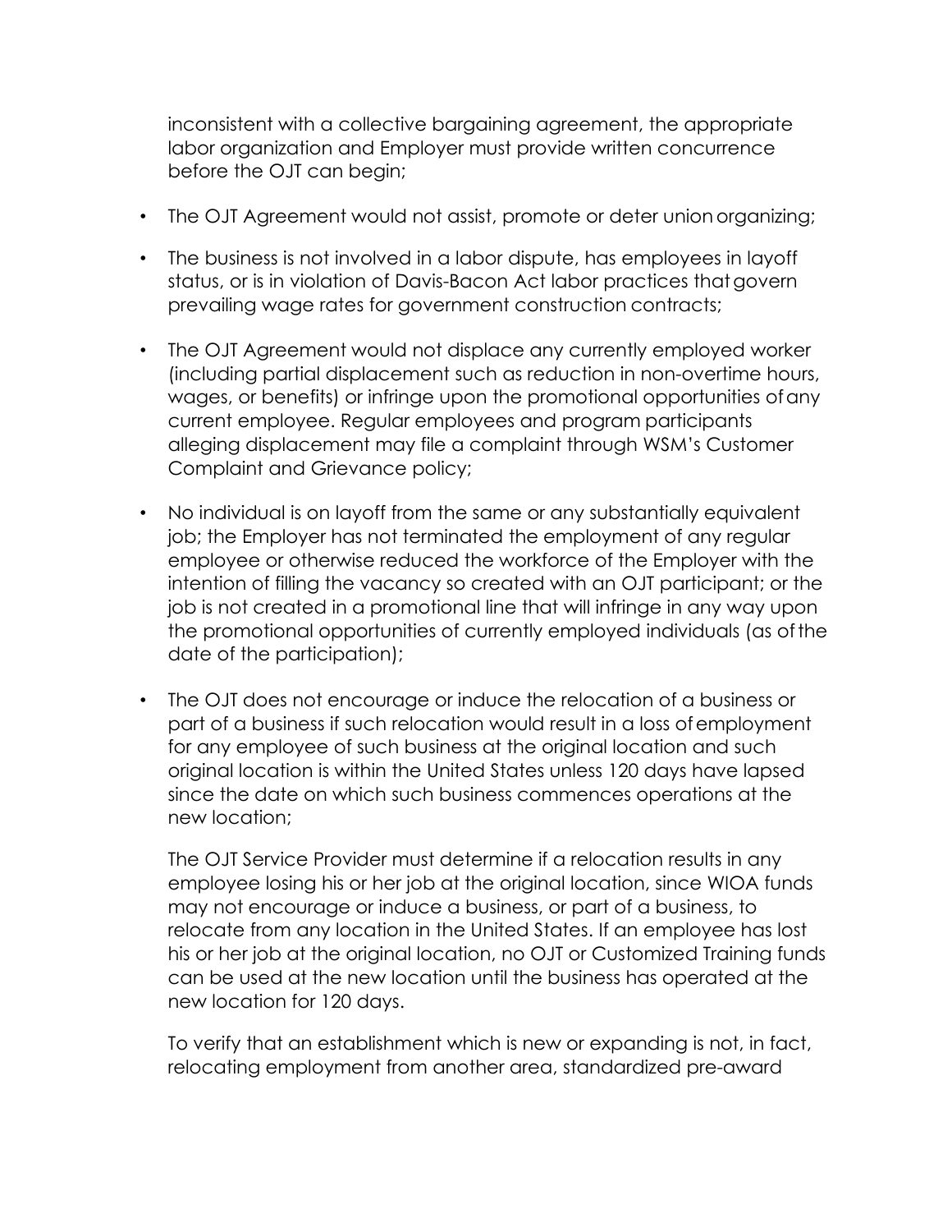inconsistent with a collective bargaining agreement, the appropriate labor organization and Employer must provide written concurrence before the OJT can begin;

- The OJT Agreement would not assist, promote or deter union organizing;
- The business is not involved in a labor dispute, has employees in layoff status, or is in violation of Davis-Bacon Act labor practices that govern prevailing wage rates for government construction contracts;
- The OJT Agreement would not displace any currently employed worker (including partial displacement such as reduction in non-overtime hours, wages, or benefits) or infringe upon the promotional opportunities of any current employee. Regular employees and program participants alleging displacement may file a complaint through WSM's Customer Complaint and Grievance policy;
- No individual is on layoff from the same or any substantially equivalent job; the Employer has not terminated the employment of any regular employee or otherwise reduced the workforce of the Employer with the intention of filling the vacancy so created with an OJT participant; or the job is not created in a promotional line that will infringe in any way upon the promotional opportunities of currently employed individuals (as of the date of the participation);
- The OJT does not encourage or induce the relocation of a business or part of a business if such relocation would result in a loss of employment for any employee of such business at the original location and such original location is within the United States unless 120 days have lapsed since the date on which such business commences operations at the new location;

  The OJT Service Provider must determine if a relocation results in any employee losing his or her job at the original location, since WIOA funds may not encourage or induce a business, or part of a business, to relocate from any location in the United States. If an employee has lost his or her job at the original location, no OJT or Customized Training funds can be used at the new location until the business has operated at the new location for 120 days.

  To verify that an establishment which is new or expanding is not, in fact, relocating employment from another area, standardized pre-award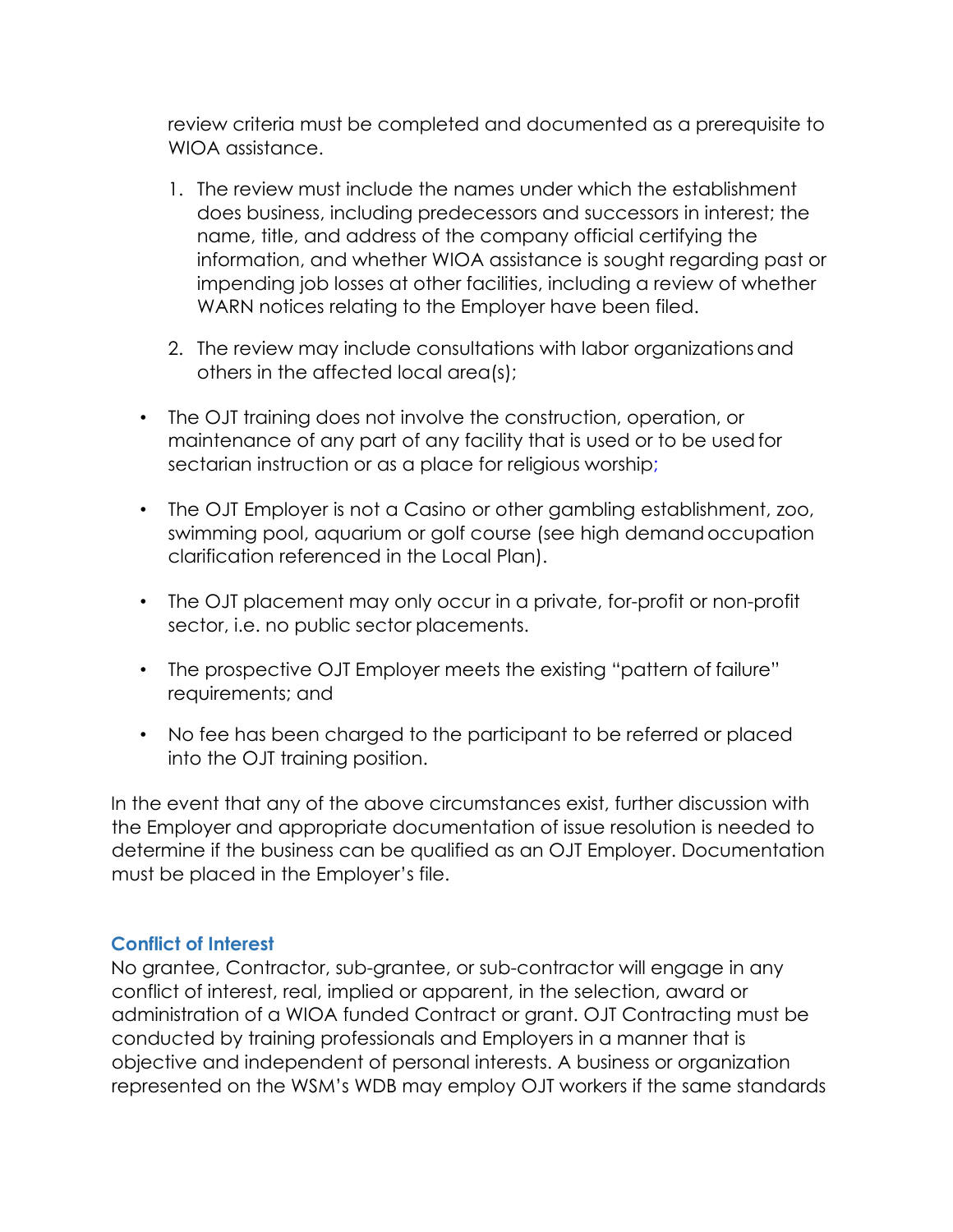review criteria must be completed and documented as a prerequisite to WIOA assistance.

1. The review must include the names under which the establishment does business, including predecessors and successors in interest; the name, title, and address of the company official certifying the information, and whether WIOA assistance is sought regarding past or impending job losses at other facilities, including a review of whether WARN notices relating to the Employer have been filed.
2. The review may include consultations with labor organizations and others in the affected local area(s);

- The OJT training does not involve the construction, operation, or maintenance of any part of any facility that is used or to be used for sectarian instruction or as a place for religious worship;
- The OJT Employer is not a Casino or other gambling establishment, zoo, swimming pool, aquarium or golf course (see high demand occupation clarification referenced in the Local Plan).
- The OJT placement may only occur in a private, for-profit or non-profit sector, i.e. no public sector placements.
- The prospective OJT Employer meets the existing "pattern of failure" requirements; and
- No fee has been charged to the participant to be referred or placed into the OJT training position.

In the event that any of the above circumstances exist, further discussion with the Employer and appropriate documentation of issue resolution is needed to determine if the business can be qualified as an OJT Employer. Documentation must be placed in the Employer's file.

### Conflict of Interest

No grantee, Contractor, sub-grantee, or sub-contractor will engage in any conflict of interest, real, implied or apparent, in the selection, award or administration of a WIOA funded Contract or grant. OJT Contracting must be conducted by training professionals and Employers in a manner that is objective and independent of personal interests. A business or organization represented on the WSM's WDB may employ OJT workers if the same standards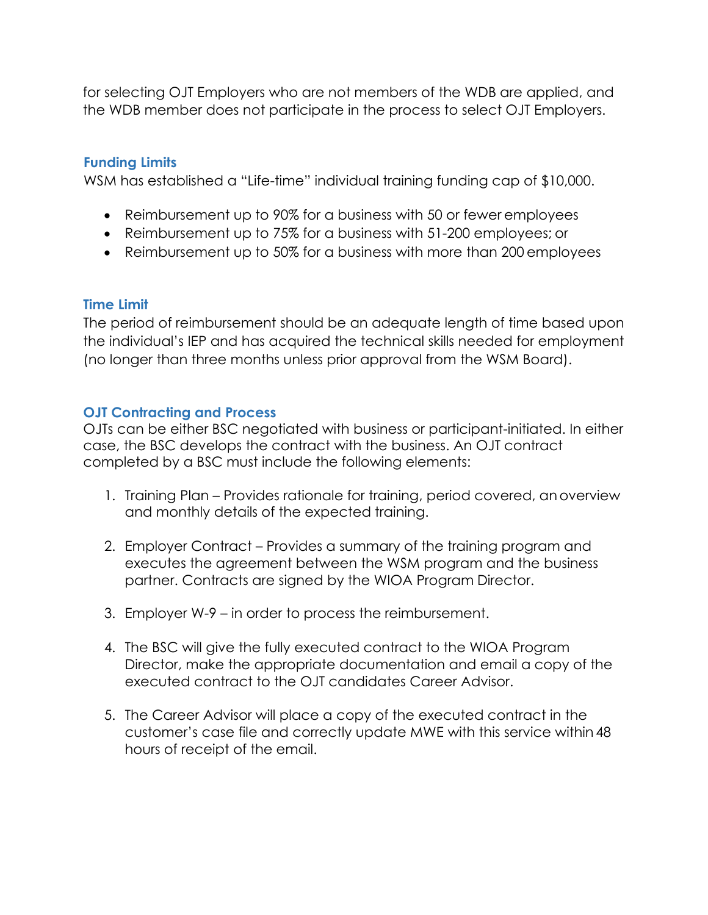for selecting OJT Employers who are not members of the WDB are applied, and the WDB member does not participate in the process to select OJT Employers.

### Funding Limits

WSM has established a “Life-time” individual training funding cap of $10,000.

- Reimbursement up to 90% for a business with 50 or fewer employees
- Reimbursement up to 75% for a business with 51-200 employees; or
- Reimbursement up to 50% for a business with more than 200 employees

### Time Limit

The period of reimbursement should be an adequate length of time based upon the individual’s IEP and has acquired the technical skills needed for employment (no longer than three months unless prior approval from the WSM Board).

### OJT Contracting and Process

OJTs can be either BSC negotiated with business or participant-initiated. In either case, the BSC develops the contract with the business. An OJT contract completed by a BSC must include the following elements:

1. Training Plan – Provides rationale for training, period covered, an overview and monthly details of the expected training.

2. Employer Contract – Provides a summary of the training program and executes the agreement between the WSM program and the business partner. Contracts are signed by the WIOA Program Director.

3. Employer W-9 – in order to process the reimbursement.

4. The BSC will give the fully executed contract to the WIOA Program Director, make the appropriate documentation and email a copy of the executed contract to the OJT candidates Career Advisor.

5. The Career Advisor will place a copy of the executed contract in the customer’s case file and correctly update MWE with this service within 48 hours of receipt of the email.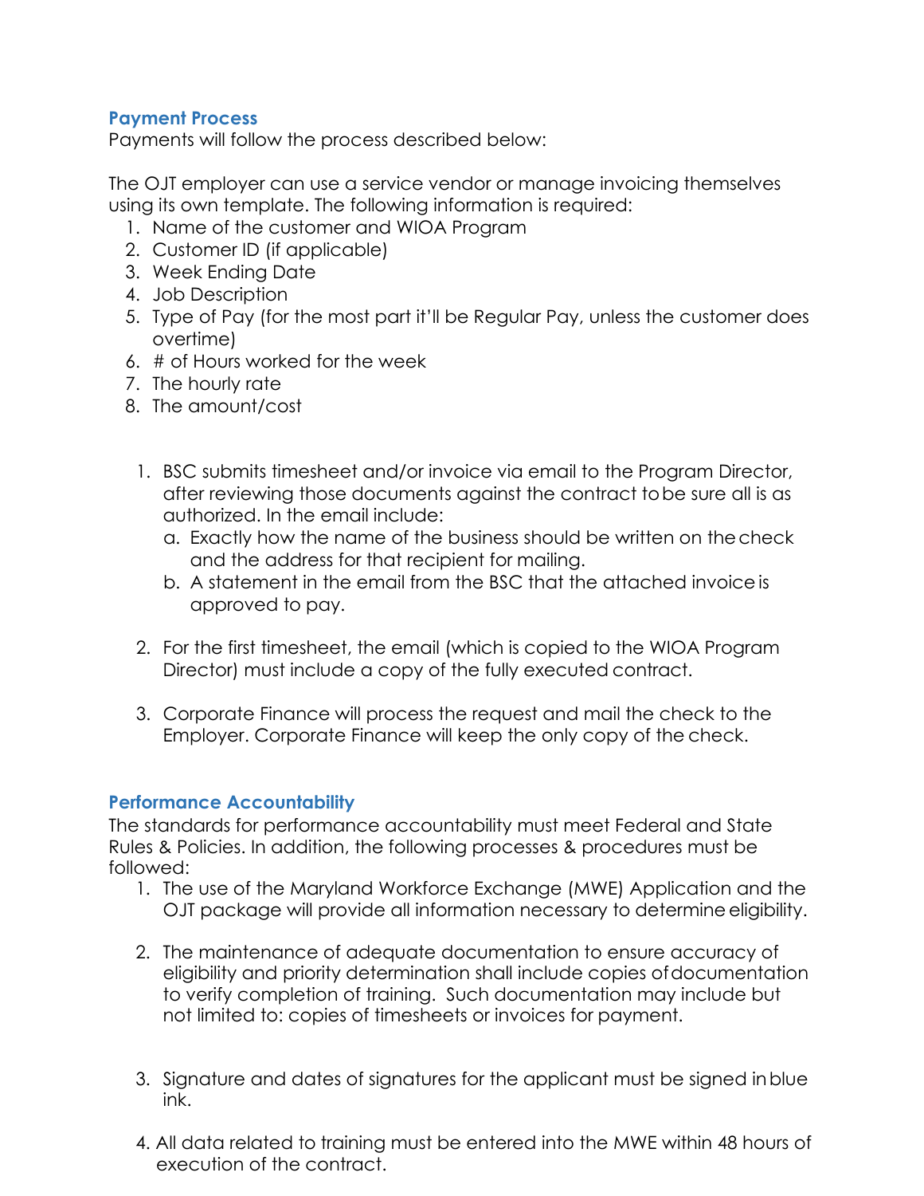### Payment Process

Payments will follow the process described below:

The OJT employer can use a service vendor or manage invoicing themselves using its own template. The following information is required:

1. Name of the customer and WIOA Program
2. Customer ID (if applicable)
3. Week Ending Date
4. Job Description
5. Type of Pay (for the most part it'll be Regular Pay, unless the customer does overtime)
6. # of Hours worked for the week
7. The hourly rate
8. The amount/cost

1. BSC submits timesheet and/or invoice via email to the Program Director, after reviewing those documents against the contract to be sure all is as authorized. In the email include:
   a. Exactly how the name of the business should be written on the check and the address for that recipient for mailing.
   b. A statement in the email from the BSC that the attached invoice is approved to pay.

2. For the first timesheet, the email (which is copied to the WIOA Program Director) must include a copy of the fully executed contract.

3. Corporate Finance will process the request and mail the check to the Employer. Corporate Finance will keep the only copy of the check.

### Performance Accountability

The standards for performance accountability must meet Federal and State Rules & Policies. In addition, the following processes & procedures must be followed:

1. The use of the Maryland Workforce Exchange (MWE) Application and the OJT package will provide all information necessary to determine eligibility.

2. The maintenance of adequate documentation to ensure accuracy of eligibility and priority determination shall include copies of documentation to verify completion of training. Such documentation may include but not limited to: copies of timesheets or invoices for payment.

3. Signature and dates of signatures for the applicant must be signed in blue ink.

4. All data related to training must be entered into the MWE within 48 hours of execution of the contract.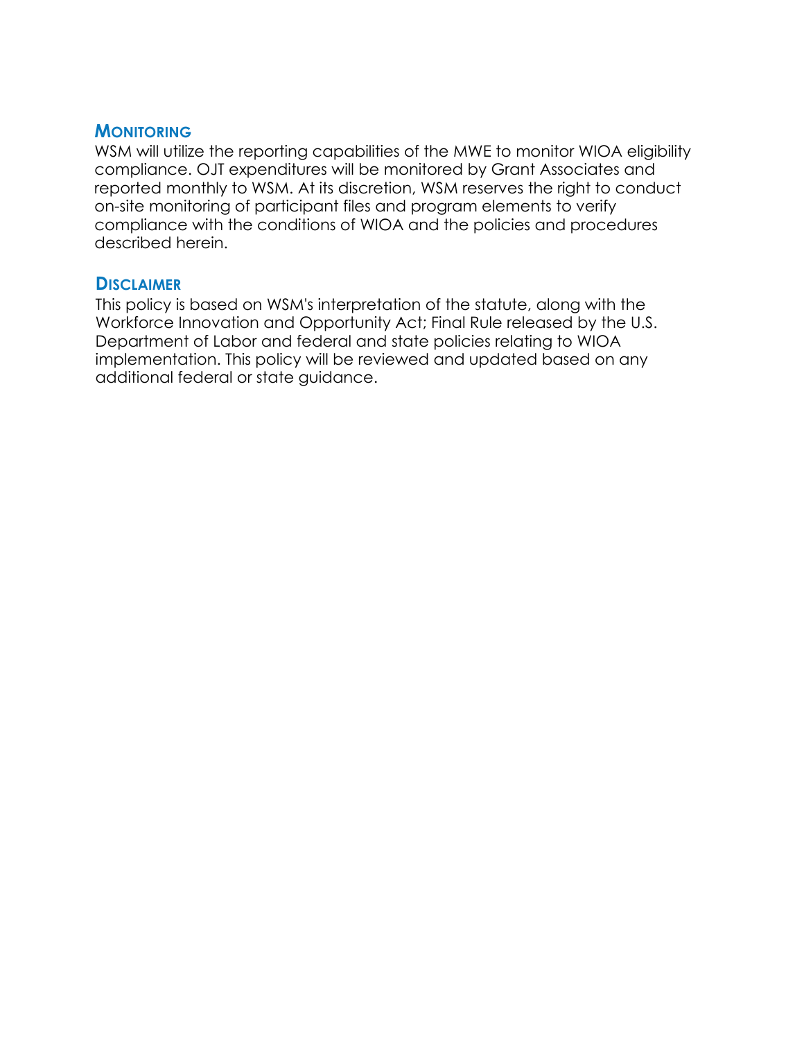## Monitoring

WSM will utilize the reporting capabilities of the MWE to monitor WIOA eligibility compliance. OJT expenditures will be monitored by Grant Associates and reported monthly to WSM. At its discretion, WSM reserves the right to conduct on-site monitoring of participant files and program elements to verify compliance with the conditions of WIOA and the policies and procedures described herein.

## Disclaimer

This policy is based on WSM's interpretation of the statute, along with the Workforce Innovation and Opportunity Act; Final Rule released by the U.S. Department of Labor and federal and state policies relating to WIOA implementation. This policy will be reviewed and updated based on any additional federal or state guidance.